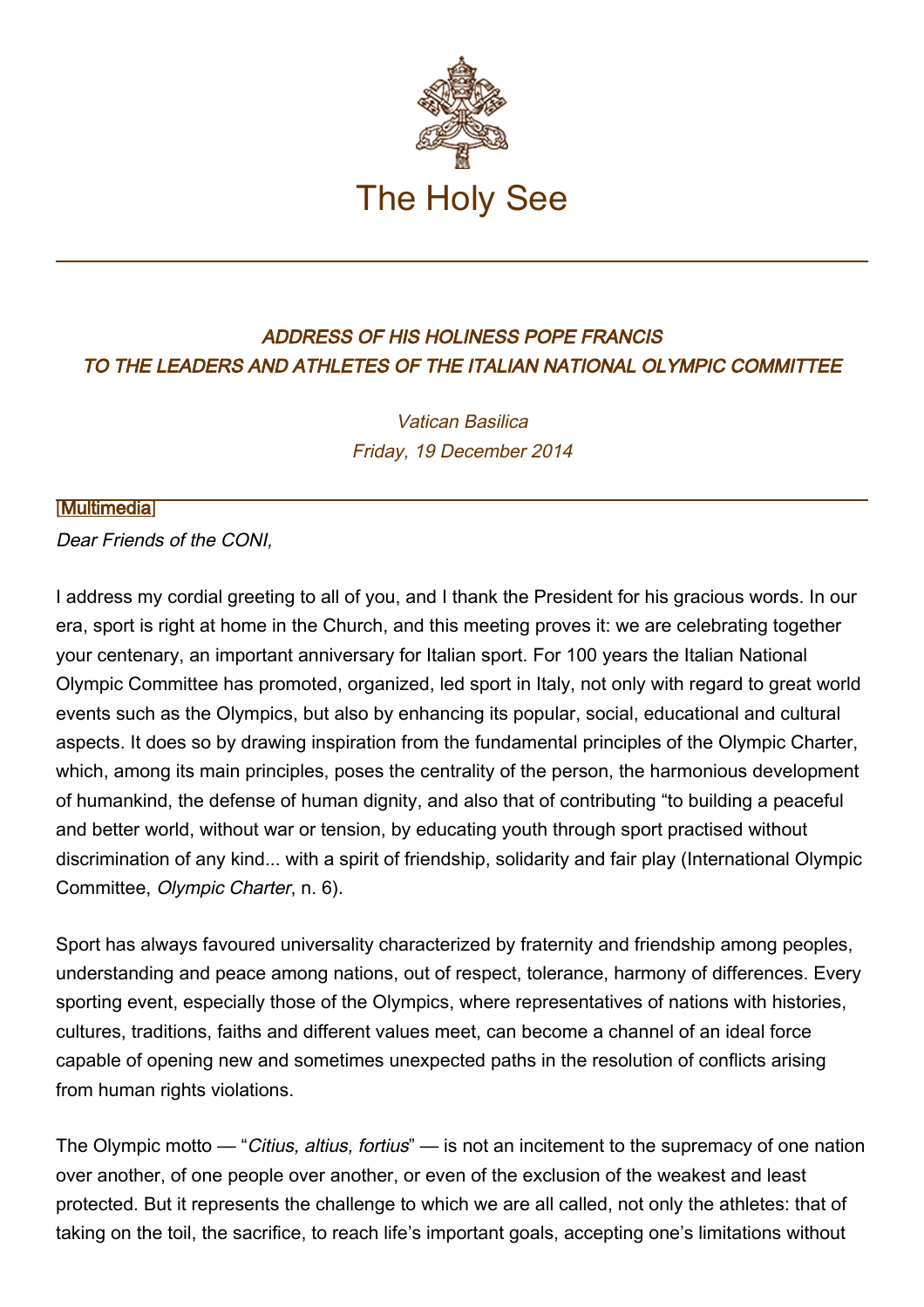# The Holy See

## *ADDRESS OF HIS HOLINESS POPE FRANCIS TO THE LEADERS AND ATHLETES OF THE ITALIAN NATIONAL OLYMPIC COMMITTEE*

*Vatican Basilica*
*Friday, 19 December 2014*

[Multimedia]

*Dear Friends of the CONI,*

I address my cordial greeting to all of you, and I thank the President for his gracious words. In our era, sport is right at home in the Church, and this meeting proves it: we are celebrating together your centenary, an important anniversary for Italian sport. For 100 years the Italian National Olympic Committee has promoted, organized, led sport in Italy, not only with regard to great world events such as the Olympics, but also by enhancing its popular, social, educational and cultural aspects. It does so by drawing inspiration from the fundamental principles of the Olympic Charter, which, among its main principles, poses the centrality of the person, the harmonious development of humankind, the defense of human dignity, and also that of contributing "to building a peaceful and better world, without war or tension, by educating youth through sport practised without discrimination of any kind... with a spirit of friendship, solidarity and fair play (International Olympic Committee, *Olympic Charter*, n. 6).

Sport has always favoured universality characterized by fraternity and friendship among peoples, understanding and peace among nations, out of respect, tolerance, harmony of differences. Every sporting event, especially those of the Olympics, where representatives of nations with histories, cultures, traditions, faiths and different values meet, can become a channel of an ideal force capable of opening new and sometimes unexpected paths in the resolution of conflicts arising from human rights violations.

The Olympic motto — "*Citius, altius, fortius*" — is not an incitement to the supremacy of one nation over another, of one people over another, or even of the exclusion of the weakest and least protected. But it represents the challenge to which we are all called, not only the athletes: that of taking on the toil, the sacrifice, to reach life's important goals, accepting one's limitations without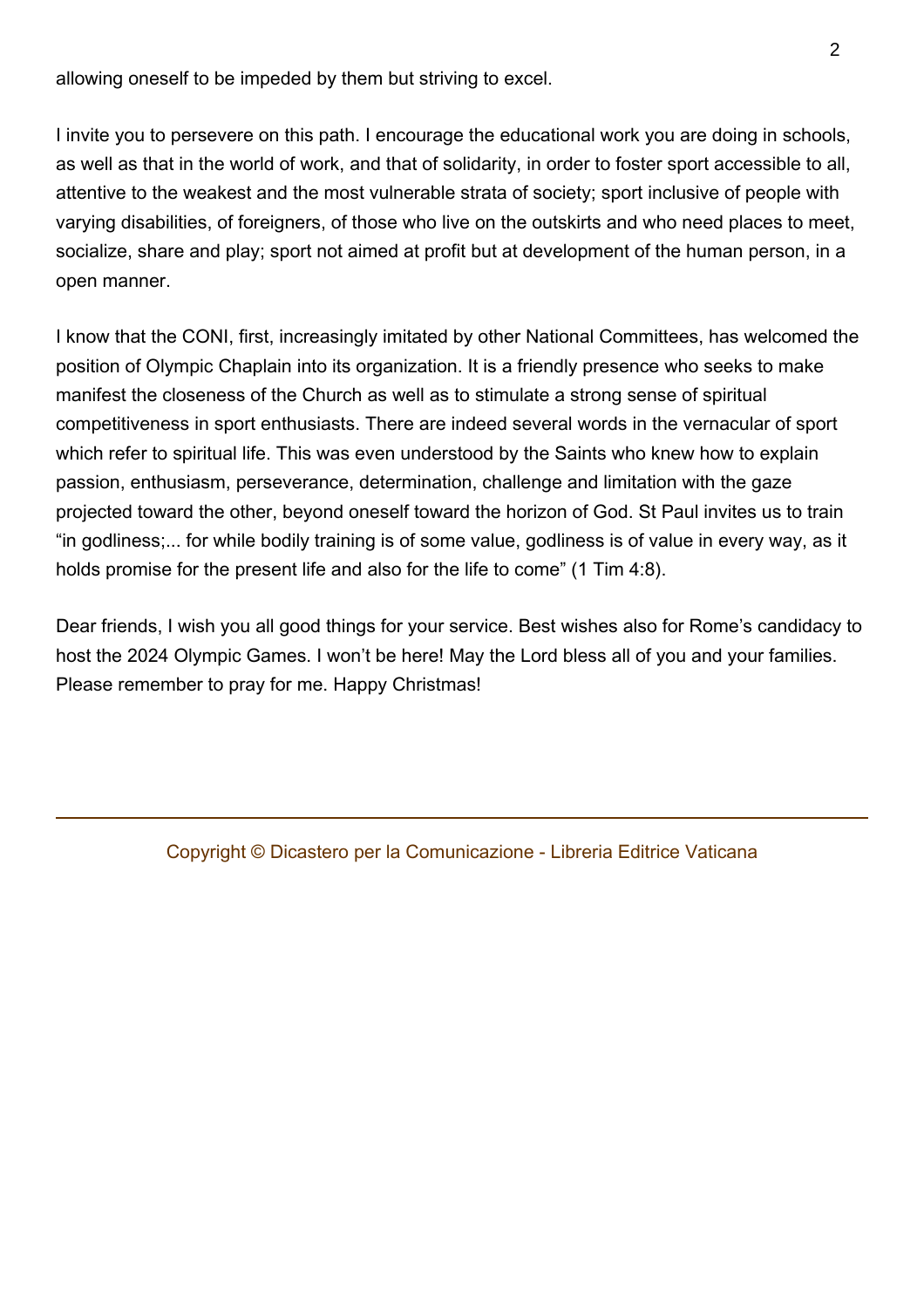allowing oneself to be impeded by them but striving to excel.

I invite you to persevere on this path. I encourage the educational work you are doing in schools, as well as that in the world of work, and that of solidarity, in order to foster sport accessible to all, attentive to the weakest and the most vulnerable strata of society; sport inclusive of people with varying disabilities, of foreigners, of those who live on the outskirts and who need places to meet, socialize, share and play; sport not aimed at profit but at development of the human person, in a open manner.

I know that the CONI, first, increasingly imitated by other National Committees, has welcomed the position of Olympic Chaplain into its organization. It is a friendly presence who seeks to make manifest the closeness of the Church as well as to stimulate a strong sense of spiritual competitiveness in sport enthusiasts. There are indeed several words in the vernacular of sport which refer to spiritual life. This was even understood by the Saints who knew how to explain passion, enthusiasm, perseverance, determination, challenge and limitation with the gaze projected toward the other, beyond oneself toward the horizon of God. St Paul invites us to train "in godliness;... for while bodily training is of some value, godliness is of value in every way, as it holds promise for the present life and also for the life to come" (1 Tim 4:8).

Dear friends, I wish you all good things for your service. Best wishes also for Rome's candidacy to host the 2024 Olympic Games. I won't be here! May the Lord bless all of you and your families. Please remember to pray for me. Happy Christmas!

---

Copyright © Dicastero per la Comunicazione - Libreria Editrice Vaticana